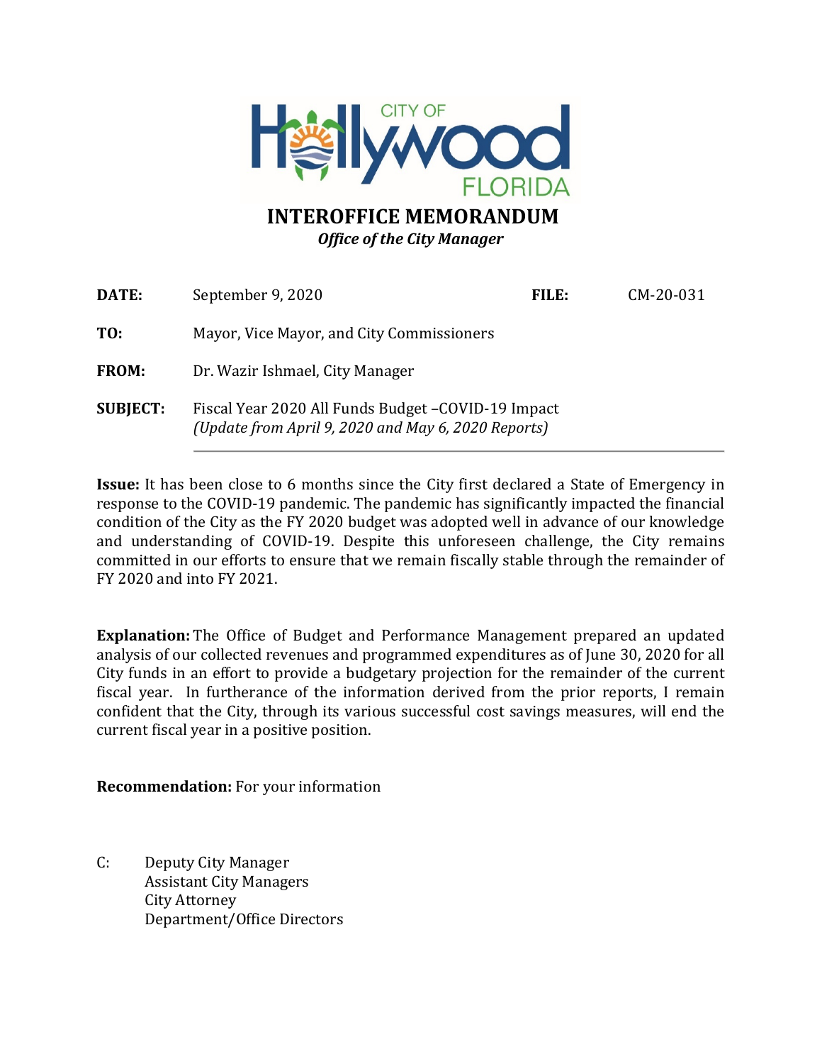# INTEROFFICE MEMORANDUM

***Office of the City Manager***

**DATE:** September 9, 2020 **FILE:** CM-20-031

**TO:** Mayor, Vice Mayor, and City Commissioners

**FROM:** Dr. Wazir Ishmael, City Manager

**SUBJECT:** Fiscal Year 2020 All Funds Budget –COVID-19 Impact
*(Update from April 9, 2020 and May 6, 2020 Reports)*

---

**Issue:** It has been close to 6 months since the City first declared a State of Emergency in response to the COVID-19 pandemic. The pandemic has significantly impacted the financial condition of the City as the FY 2020 budget was adopted well in advance of our knowledge and understanding of COVID-19. Despite this unforeseen challenge, the City remains committed in our efforts to ensure that we remain fiscally stable through the remainder of FY 2020 and into FY 2021.

**Explanation:** The Office of Budget and Performance Management prepared an updated analysis of our collected revenues and programmed expenditures as of June 30, 2020 for all City funds in an effort to provide a budgetary projection for the remainder of the current fiscal year. In furtherance of the information derived from the prior reports, I remain confident that the City, through its various successful cost savings measures, will end the current fiscal year in a positive position.

**Recommendation:** For your information

C: Deputy City Manager
Assistant City Managers
City Attorney
Department/Office Directors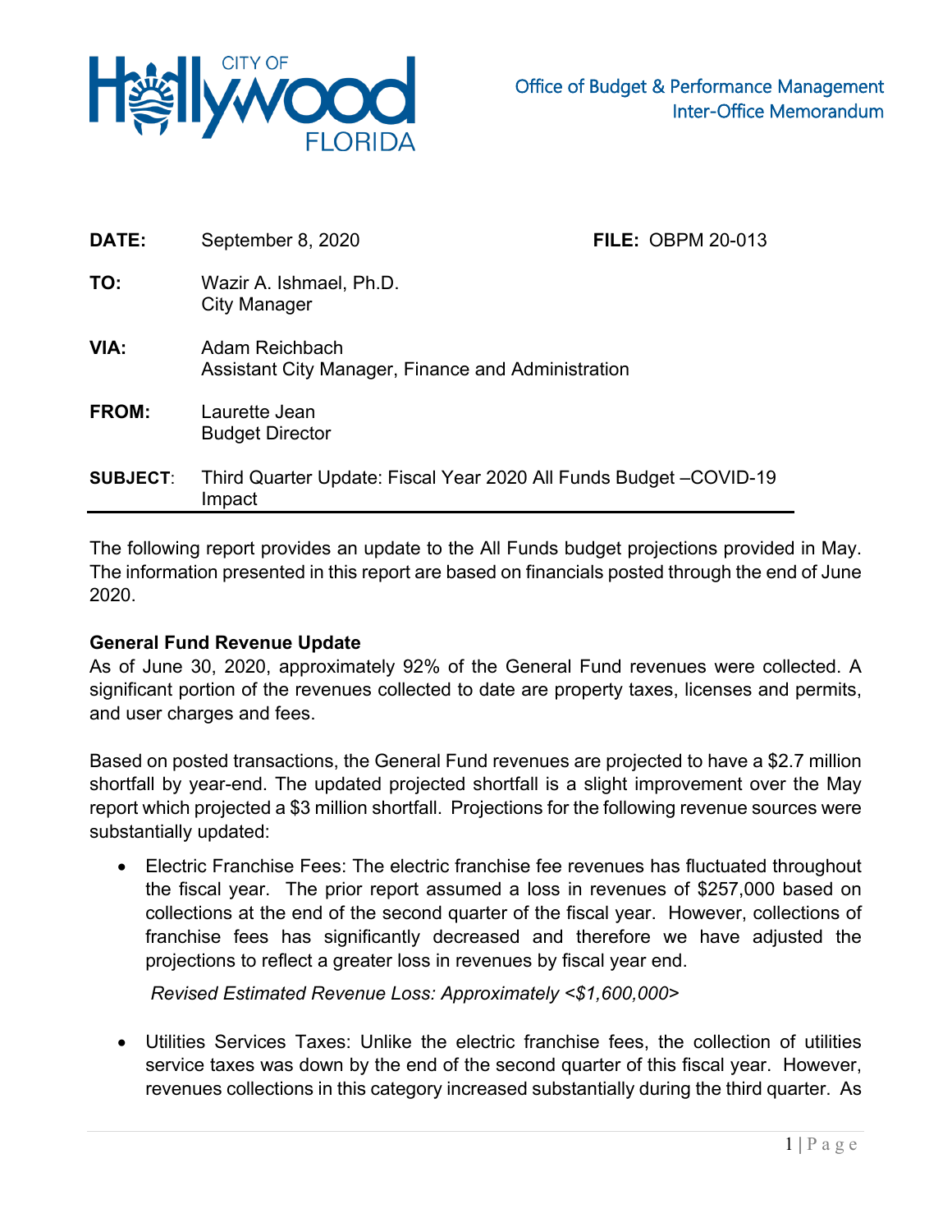**Office of Budget & Performance Management**
**Inter-Office Memorandum**

| | | |
|---|---|---|
| **DATE:** | September 8, 2020 | **FILE:** OBPM 20-013 |
| **TO:** | Wazir A. Ishmael, Ph.D.<br>City Manager | |
| **VIA:** | Adam Reichbach<br>Assistant City Manager, Finance and Administration | |
| **FROM:** | Laurette Jean<br>Budget Director | |
| **SUBJECT:** | Third Quarter Update: Fiscal Year 2020 All Funds Budget –COVID-19 Impact | |

The following report provides an update to the All Funds budget projections provided in May. The information presented in this report are based on financials posted through the end of June 2020.

**General Fund Revenue Update**

As of June 30, 2020, approximately 92% of the General Fund revenues were collected. A significant portion of the revenues collected to date are property taxes, licenses and permits, and user charges and fees.

Based on posted transactions, the General Fund revenues are projected to have a $2.7 million shortfall by year-end. The updated projected shortfall is a slight improvement over the May report which projected a $3 million shortfall. Projections for the following revenue sources were substantially updated:

- Electric Franchise Fees: The electric franchise fee revenues has fluctuated throughout the fiscal year. The prior report assumed a loss in revenues of $257,000 based on collections at the end of the second quarter of the fiscal year. However, collections of franchise fees has significantly decreased and therefore we have adjusted the projections to reflect a greater loss in revenues by fiscal year end.

  *Revised Estimated Revenue Loss: Approximately <$1,600,000>*

- Utilities Services Taxes: Unlike the electric franchise fees, the collection of utilities service taxes was down by the end of the second quarter of this fiscal year. However, revenues collections in this category increased substantially during the third quarter. As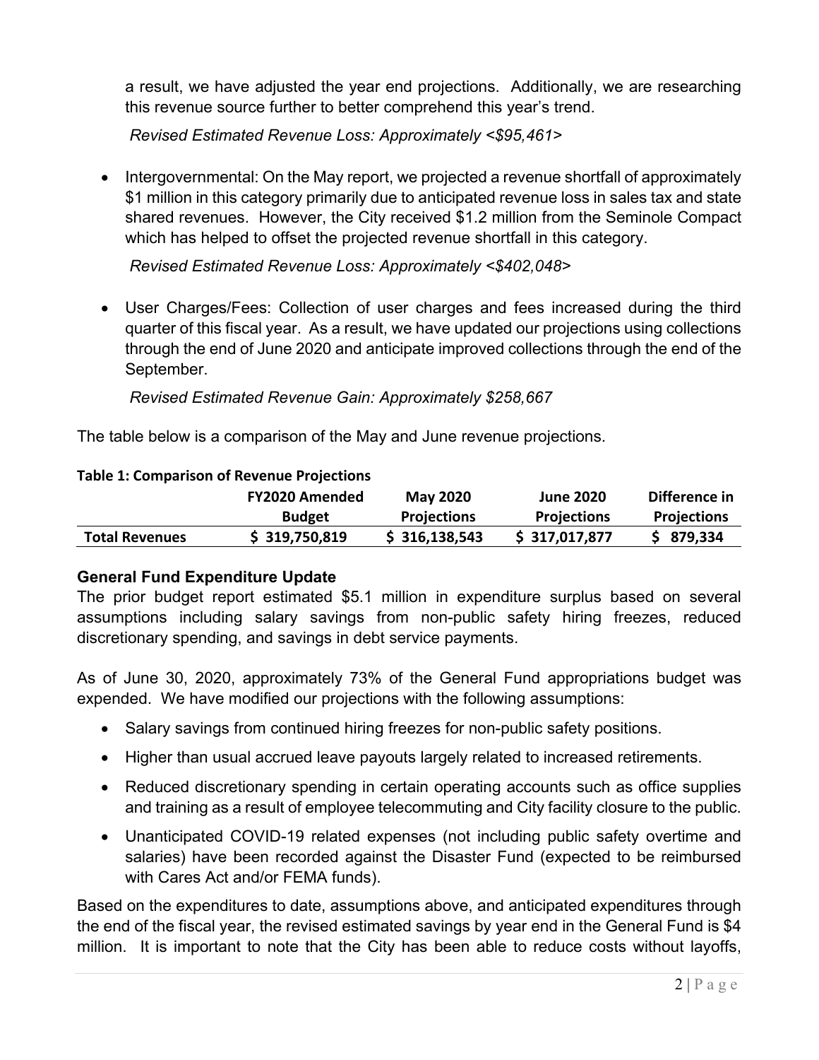a result, we have adjusted the year end projections. Additionally, we are researching this revenue source further to better comprehend this year's trend.

*Revised Estimated Revenue Loss: Approximately <$95,461>*

- Intergovernmental: On the May report, we projected a revenue shortfall of approximately $1 million in this category primarily due to anticipated revenue loss in sales tax and state shared revenues. However, the City received $1.2 million from the Seminole Compact which has helped to offset the projected revenue shortfall in this category.

  *Revised Estimated Revenue Loss: Approximately <$402,048>*

- User Charges/Fees: Collection of user charges and fees increased during the third quarter of this fiscal year. As a result, we have updated our projections using collections through the end of June 2020 and anticipate improved collections through the end of the September.

  *Revised Estimated Revenue Gain: Approximately $258,667*

The table below is a comparison of the May and June revenue projections.

**Table 1: Comparison of Revenue Projections**

| | FY2020 Amended Budget | May 2020 Projections | June 2020 Projections | Difference in Projections |
|---|---|---|---|---|
| **Total Revenues** | $ 319,750,819 | $ 316,138,543 | $ 317,017,877 | $ 879,334 |

### General Fund Expenditure Update

The prior budget report estimated $5.1 million in expenditure surplus based on several assumptions including salary savings from non-public safety hiring freezes, reduced discretionary spending, and savings in debt service payments.

As of June 30, 2020, approximately 73% of the General Fund appropriations budget was expended. We have modified our projections with the following assumptions:

- Salary savings from continued hiring freezes for non-public safety positions.
- Higher than usual accrued leave payouts largely related to increased retirements.
- Reduced discretionary spending in certain operating accounts such as office supplies and training as a result of employee telecommuting and City facility closure to the public.
- Unanticipated COVID-19 related expenses (not including public safety overtime and salaries) have been recorded against the Disaster Fund (expected to be reimbursed with Cares Act and/or FEMA funds).

Based on the expenditures to date, assumptions above, and anticipated expenditures through the end of the fiscal year, the revised estimated savings by year end in the General Fund is $4 million. It is important to note that the City has been able to reduce costs without layoffs,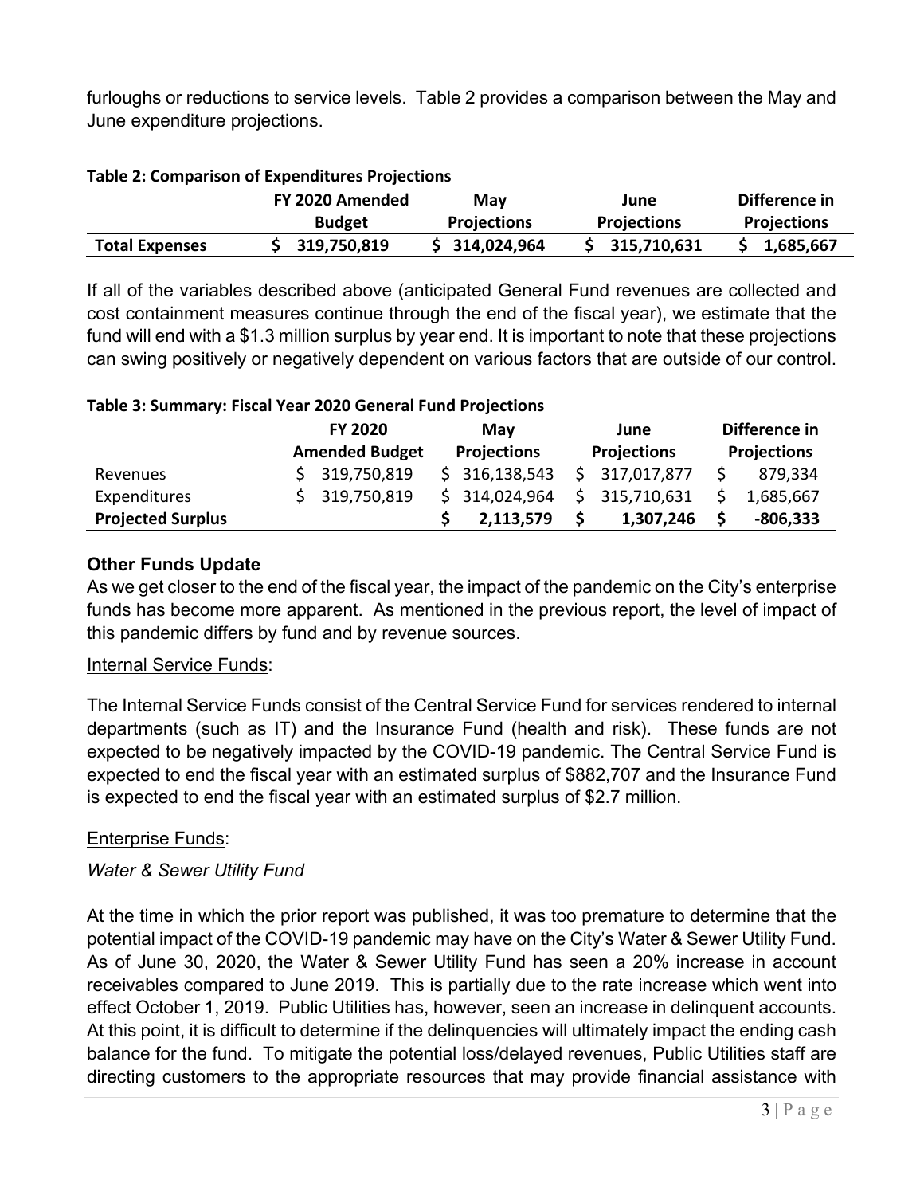furloughs or reductions to service levels. Table 2 provides a comparison between the May and June expenditure projections.

**Table 2: Comparison of Expenditures Projections**

| | FY 2020 Amended Budget | May Projections | June Projections | Difference in Projections |
|---|---|---|---|---|
| **Total Expenses** | **$ 319,750,819** | **$ 314,024,964** | **$ 315,710,631** | **$ 1,685,667** |

If all of the variables described above (anticipated General Fund revenues are collected and cost containment measures continue through the end of the fiscal year), we estimate that the fund will end with a $1.3 million surplus by year end. It is important to note that these projections can swing positively or negatively dependent on various factors that are outside of our control.

**Table 3: Summary: Fiscal Year 2020 General Fund Projections**

| | FY 2020 Amended Budget | May Projections | June Projections | Difference in Projections |
|---|---|---|---|---|
| Revenues | $ 319,750,819 | $ 316,138,543 | $ 317,017,877 | $ 879,334 |
| Expenditures | $ 319,750,819 | $ 314,024,964 | $ 315,710,631 | $ 1,685,667 |
| **Projected Surplus** | | **$ 2,113,579** | **$ 1,307,246** | **$ -806,333** |

## Other Funds Update

As we get closer to the end of the fiscal year, the impact of the pandemic on the City's enterprise funds has become more apparent. As mentioned in the previous report, the level of impact of this pandemic differs by fund and by revenue sources.

Internal Service Funds:

The Internal Service Funds consist of the Central Service Fund for services rendered to internal departments (such as IT) and the Insurance Fund (health and risk). These funds are not expected to be negatively impacted by the COVID-19 pandemic. The Central Service Fund is expected to end the fiscal year with an estimated surplus of $882,707 and the Insurance Fund is expected to end the fiscal year with an estimated surplus of $2.7 million.

Enterprise Funds:

*Water & Sewer Utility Fund*

At the time in which the prior report was published, it was too premature to determine that the potential impact of the COVID-19 pandemic may have on the City's Water & Sewer Utility Fund. As of June 30, 2020, the Water & Sewer Utility Fund has seen a 20% increase in account receivables compared to June 2019. This is partially due to the rate increase which went into effect October 1, 2019. Public Utilities has, however, seen an increase in delinquent accounts. At this point, it is difficult to determine if the delinquencies will ultimately impact the ending cash balance for the fund. To mitigate the potential loss/delayed revenues, Public Utilities staff are directing customers to the appropriate resources that may provide financial assistance with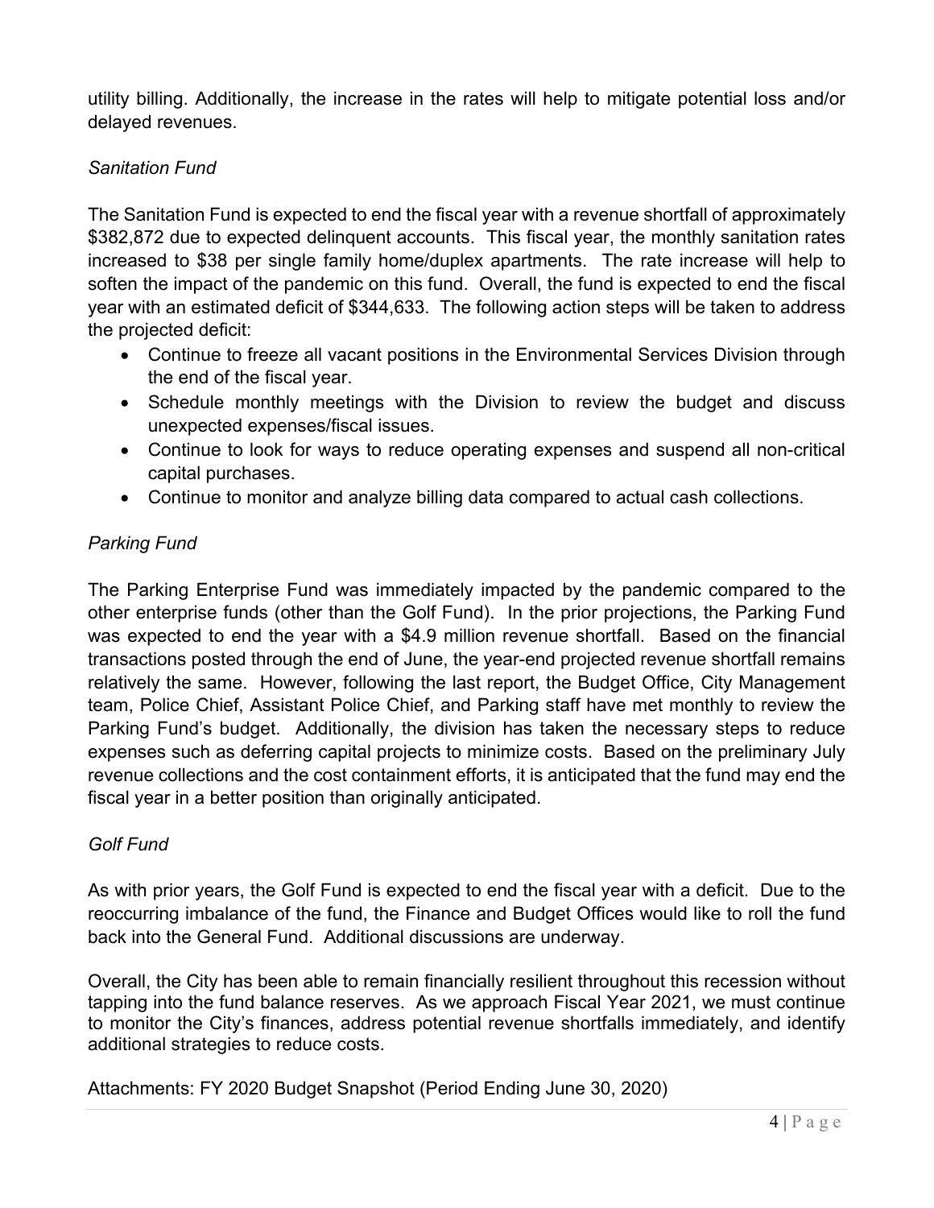utility billing. Additionally, the increase in the rates will help to mitigate potential loss and/or delayed revenues.

*Sanitation Fund*

The Sanitation Fund is expected to end the fiscal year with a revenue shortfall of approximately $382,872 due to expected delinquent accounts. This fiscal year, the monthly sanitation rates increased to $38 per single family home/duplex apartments. The rate increase will help to soften the impact of the pandemic on this fund. Overall, the fund is expected to end the fiscal year with an estimated deficit of $344,633. The following action steps will be taken to address the projected deficit:

- Continue to freeze all vacant positions in the Environmental Services Division through the end of the fiscal year.
- Schedule monthly meetings with the Division to review the budget and discuss unexpected expenses/fiscal issues.
- Continue to look for ways to reduce operating expenses and suspend all non-critical capital purchases.
- Continue to monitor and analyze billing data compared to actual cash collections.

*Parking Fund*

The Parking Enterprise Fund was immediately impacted by the pandemic compared to the other enterprise funds (other than the Golf Fund). In the prior projections, the Parking Fund was expected to end the year with a $4.9 million revenue shortfall. Based on the financial transactions posted through the end of June, the year-end projected revenue shortfall remains relatively the same. However, following the last report, the Budget Office, City Management team, Police Chief, Assistant Police Chief, and Parking staff have met monthly to review the Parking Fund's budget. Additionally, the division has taken the necessary steps to reduce expenses such as deferring capital projects to minimize costs. Based on the preliminary July revenue collections and the cost containment efforts, it is anticipated that the fund may end the fiscal year in a better position than originally anticipated.

*Golf Fund*

As with prior years, the Golf Fund is expected to end the fiscal year with a deficit. Due to the reoccurring imbalance of the fund, the Finance and Budget Offices would like to roll the fund back into the General Fund. Additional discussions are underway.

Overall, the City has been able to remain financially resilient throughout this recession without tapping into the fund balance reserves. As we approach Fiscal Year 2021, we must continue to monitor the City's finances, address potential revenue shortfalls immediately, and identify additional strategies to reduce costs.

Attachments: FY 2020 Budget Snapshot (Period Ending June 30, 2020)